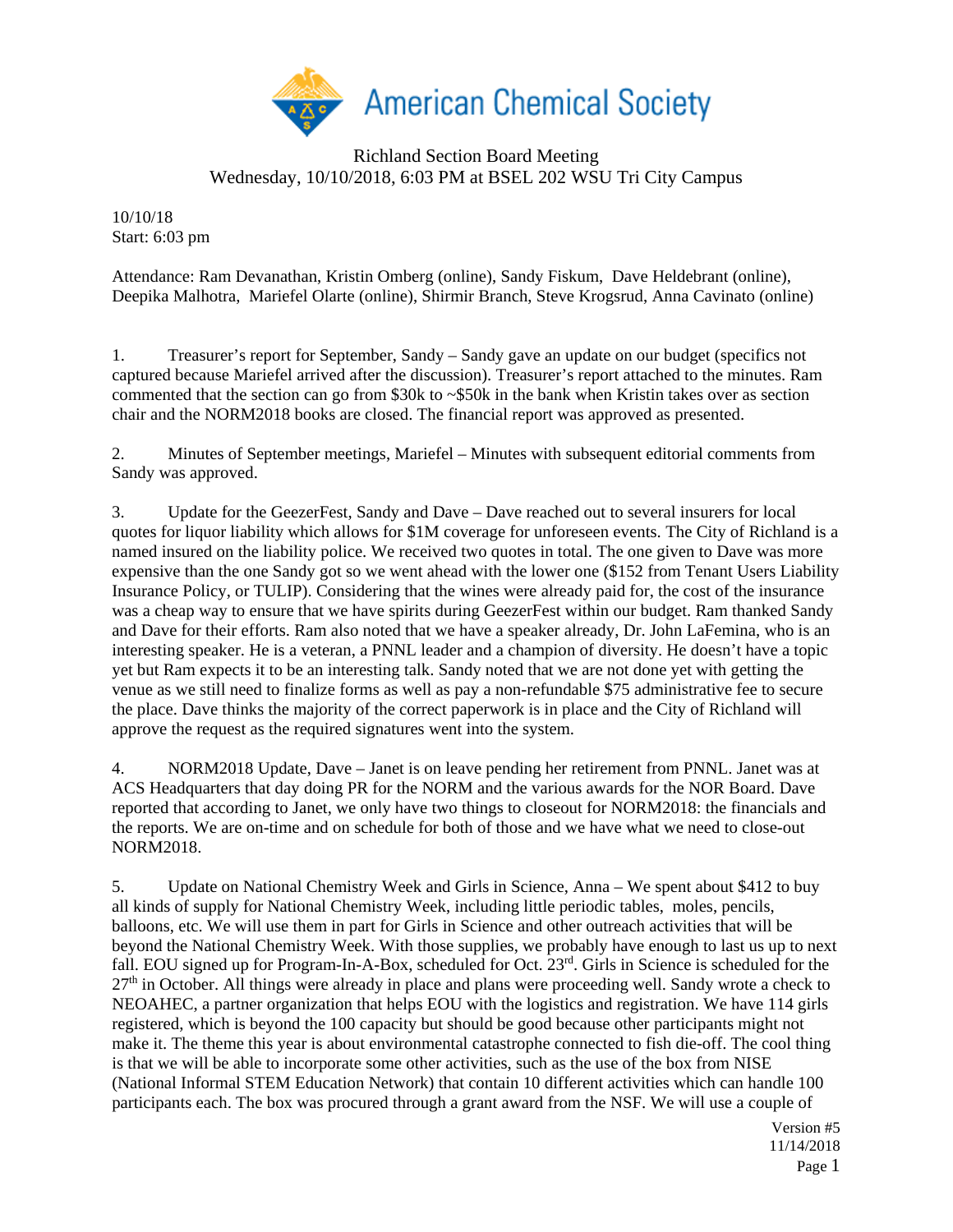Richland Section Board Meeting
Wednesday, 10/10/2018, 6:03 PM at BSEL 202 WSU Tri City Campus

10/10/18
Start: 6:03 pm

Attendance: Ram Devanathan, Kristin Omberg (online), Sandy Fiskum, Dave Heldebrant (online), Deepika Malhotra, Mariefel Olarte (online), Shirmir Branch, Steve Krogsrud, Anna Cavinato (online)

1. Treasurer's report for September, Sandy – Sandy gave an update on our budget (specifics not captured because Mariefel arrived after the discussion). Treasurer's report attached to the minutes. Ram commented that the section can go from \$30k to ~\$50k in the bank when Kristin takes over as section chair and the NORM2018 books are closed. The financial report was approved as presented.

2. Minutes of September meetings, Mariefel – Minutes with subsequent editorial comments from Sandy was approved.

3. Update for the GeezerFest, Sandy and Dave – Dave reached out to several insurers for local quotes for liquor liability which allows for \$1M coverage for unforeseen events. The City of Richland is a named insured on the liability police. We received two quotes in total. The one given to Dave was more expensive than the one Sandy got so we went ahead with the lower one (\$152 from Tenant Users Liability Insurance Policy, or TULIP). Considering that the wines were already paid for, the cost of the insurance was a cheap way to ensure that we have spirits during GeezerFest within our budget. Ram thanked Sandy and Dave for their efforts. Ram also noted that we have a speaker already, Dr. John LaFemina, who is an interesting speaker. He is a veteran, a PNNL leader and a champion of diversity. He doesn't have a topic yet but Ram expects it to be an interesting talk. Sandy noted that we are not done yet with getting the venue as we still need to finalize forms as well as pay a non-refundable \$75 administrative fee to secure the place. Dave thinks the majority of the correct paperwork is in place and the City of Richland will approve the request as the required signatures went into the system.

4. NORM2018 Update, Dave – Janet is on leave pending her retirement from PNNL. Janet was at ACS Headquarters that day doing PR for the NORM and the various awards for the NOR Board. Dave reported that according to Janet, we only have two things to closeout for NORM2018: the financials and the reports. We are on-time and on schedule for both of those and we have what we need to close-out NORM2018.

5. Update on National Chemistry Week and Girls in Science, Anna – We spent about \$412 to buy all kinds of supply for National Chemistry Week, including little periodic tables, moles, pencils, balloons, etc. We will use them in part for Girls in Science and other outreach activities that will be beyond the National Chemistry Week. With those supplies, we probably have enough to last us up to next fall. EOU signed up for Program-In-A-Box, scheduled for Oct. 23rd. Girls in Science is scheduled for the 27th in October. All things were already in place and plans were proceeding well. Sandy wrote a check to NEOAHEC, a partner organization that helps EOU with the logistics and registration. We have 114 girls registered, which is beyond the 100 capacity but should be good because other participants might not make it. The theme this year is about environmental catastrophe connected to fish die-off. The cool thing is that we will be able to incorporate some other activities, such as the use of the box from NISE (National Informal STEM Education Network) that contain 10 different activities which can handle 100 participants each. The box was procured through a grant award from the NSF. We will use a couple of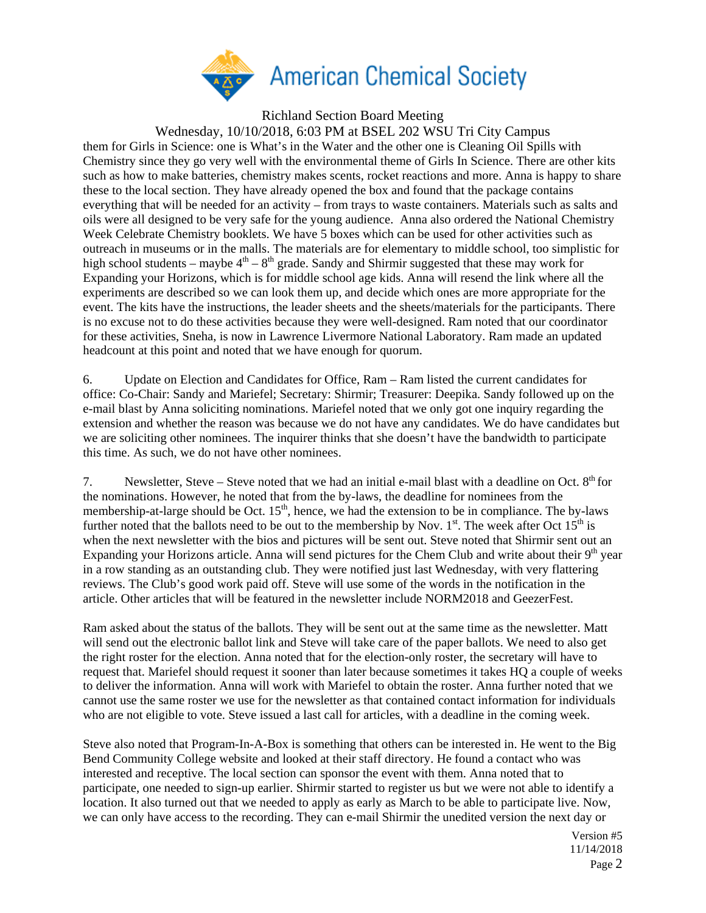them for Girls in Science: one is What's in the Water and the other one is Cleaning Oil Spills with Chemistry since they go very well with the environmental theme of Girls In Science. There are other kits such as how to make batteries, chemistry makes scents, rocket reactions and more. Anna is happy to share these to the local section. They have already opened the box and found that the package contains everything that will be needed for an activity – from trays to waste containers. Materials such as salts and oils were all designed to be very safe for the young audience. Anna also ordered the National Chemistry Week Celebrate Chemistry booklets. We have 5 boxes which can be used for other activities such as outreach in museums or in the malls. The materials are for elementary to middle school, too simplistic for high school students – maybe 4th – 8th grade. Sandy and Shirmir suggested that these may work for Expanding your Horizons, which is for middle school age kids. Anna will resend the link where all the experiments are described so we can look them up, and decide which ones are more appropriate for the event. The kits have the instructions, the leader sheets and the sheets/materials for the participants. There is no excuse not to do these activities because they were well-designed. Ram noted that our coordinator for these activities, Sneha, is now in Lawrence Livermore National Laboratory. Ram made an updated headcount at this point and noted that we have enough for quorum.

6. Update on Election and Candidates for Office, Ram – Ram listed the current candidates for office: Co-Chair: Sandy and Mariefel; Secretary: Shirmir; Treasurer: Deepika. Sandy followed up on the e-mail blast by Anna soliciting nominations. Mariefel noted that we only got one inquiry regarding the extension and whether the reason was because we do not have any candidates. We do have candidates but we are soliciting other nominees. The inquirer thinks that she doesn't have the bandwidth to participate this time. As such, we do not have other nominees.

7. Newsletter, Steve – Steve noted that we had an initial e-mail blast with a deadline on Oct. 8th for the nominations. However, he noted that from the by-laws, the deadline for nominees from the membership-at-large should be Oct. 15th, hence, we had the extension to be in compliance. The by-laws further noted that the ballots need to be out to the membership by Nov. 1st. The week after Oct 15th is when the next newsletter with the bios and pictures will be sent out. Steve noted that Shirmir sent out an Expanding your Horizons article. Anna will send pictures for the Chem Club and write about their 9th year in a row standing as an outstanding club. They were notified just last Wednesday, with very flattering reviews. The Club's good work paid off. Steve will use some of the words in the notification in the article. Other articles that will be featured in the newsletter include NORM2018 and GeezerFest.

Ram asked about the status of the ballots. They will be sent out at the same time as the newsletter. Matt will send out the electronic ballot link and Steve will take care of the paper ballots. We need to also get the right roster for the election. Anna noted that for the election-only roster, the secretary will have to request that. Mariefel should request it sooner than later because sometimes it takes HQ a couple of weeks to deliver the information. Anna will work with Mariefel to obtain the roster. Anna further noted that we cannot use the same roster we use for the newsletter as that contained contact information for individuals who are not eligible to vote. Steve issued a last call for articles, with a deadline in the coming week.

Steve also noted that Program-In-A-Box is something that others can be interested in. He went to the Big Bend Community College website and looked at their staff directory. He found a contact who was interested and receptive. The local section can sponsor the event with them. Anna noted that to participate, one needed to sign-up earlier. Shirmir started to register us but we were not able to identify a location. It also turned out that we needed to apply as early as March to be able to participate live. Now, we can only have access to the recording. They can e-mail Shirmir the unedited version the next day or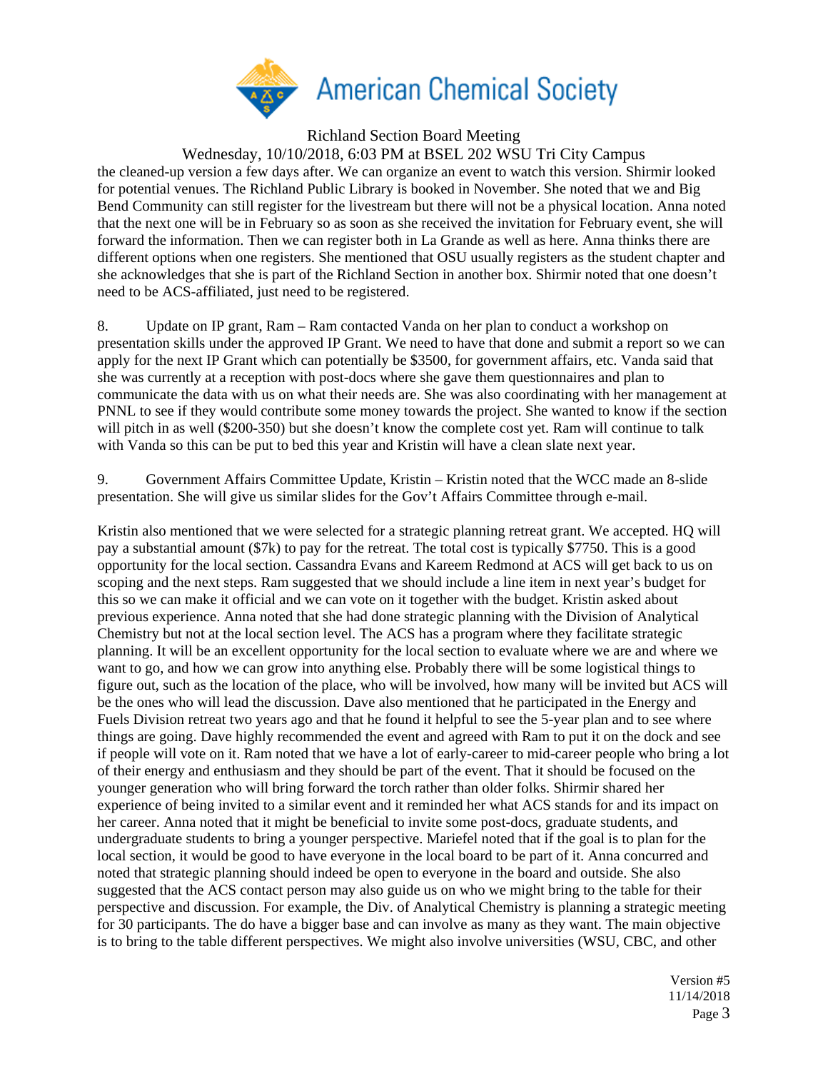the cleaned-up version a few days after. We can organize an event to watch this version. Shirmir looked for potential venues. The Richland Public Library is booked in November. She noted that we and Big Bend Community can still register for the livestream but there will not be a physical location. Anna noted that the next one will be in February so as soon as she received the invitation for February event, she will forward the information. Then we can register both in La Grande as well as here. Anna thinks there are different options when one registers. She mentioned that OSU usually registers as the student chapter and she acknowledges that she is part of the Richland Section in another box. Shirmir noted that one doesn't need to be ACS-affiliated, just need to be registered.

8. Update on IP grant, Ram – Ram contacted Vanda on her plan to conduct a workshop on presentation skills under the approved IP Grant. We need to have that done and submit a report so we can apply for the next IP Grant which can potentially be $3500, for government affairs, etc. Vanda said that she was currently at a reception with post-docs where she gave them questionnaires and plan to communicate the data with us on what their needs are. She was also coordinating with her management at PNNL to see if they would contribute some money towards the project. She wanted to know if the section will pitch in as well ($200-350) but she doesn't know the complete cost yet. Ram will continue to talk with Vanda so this can be put to bed this year and Kristin will have a clean slate next year.

9. Government Affairs Committee Update, Kristin – Kristin noted that the WCC made an 8-slide presentation. She will give us similar slides for the Gov't Affairs Committee through e-mail.

Kristin also mentioned that we were selected for a strategic planning retreat grant. We accepted. HQ will pay a substantial amount ($7k) to pay for the retreat. The total cost is typically $7750. This is a good opportunity for the local section. Cassandra Evans and Kareem Redmond at ACS will get back to us on scoping and the next steps. Ram suggested that we should include a line item in next year's budget for this so we can make it official and we can vote on it together with the budget. Kristin asked about previous experience. Anna noted that she had done strategic planning with the Division of Analytical Chemistry but not at the local section level. The ACS has a program where they facilitate strategic planning. It will be an excellent opportunity for the local section to evaluate where we are and where we want to go, and how we can grow into anything else. Probably there will be some logistical things to figure out, such as the location of the place, who will be involved, how many will be invited but ACS will be the ones who will lead the discussion. Dave also mentioned that he participated in the Energy and Fuels Division retreat two years ago and that he found it helpful to see the 5-year plan and to see where things are going. Dave highly recommended the event and agreed with Ram to put it on the dock and see if people will vote on it. Ram noted that we have a lot of early-career to mid-career people who bring a lot of their energy and enthusiasm and they should be part of the event. That it should be focused on the younger generation who will bring forward the torch rather than older folks. Shirmir shared her experience of being invited to a similar event and it reminded her what ACS stands for and its impact on her career. Anna noted that it might be beneficial to invite some post-docs, graduate students, and undergraduate students to bring a younger perspective. Mariefel noted that if the goal is to plan for the local section, it would be good to have everyone in the local board to be part of it. Anna concurred and noted that strategic planning should indeed be open to everyone in the board and outside. She also suggested that the ACS contact person may also guide us on who we might bring to the table for their perspective and discussion. For example, the Div. of Analytical Chemistry is planning a strategic meeting for 30 participants. The do have a bigger base and can involve as many as they want. The main objective is to bring to the table different perspectives. We might also involve universities (WSU, CBC, and other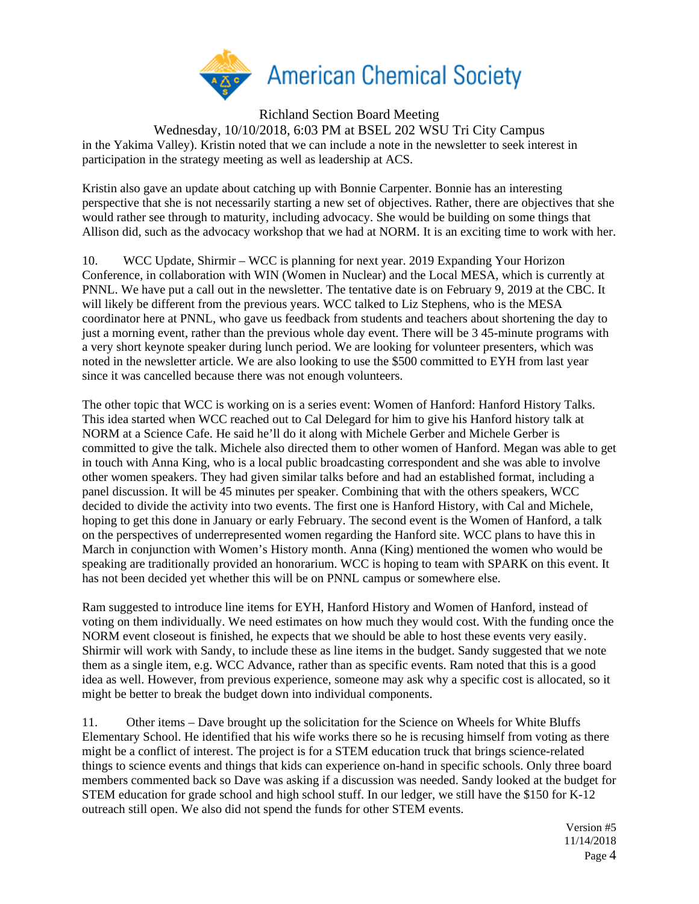in the Yakima Valley). Kristin noted that we can include a note in the newsletter to seek interest in participation in the strategy meeting as well as leadership at ACS.

Kristin also gave an update about catching up with Bonnie Carpenter. Bonnie has an interesting perspective that she is not necessarily starting a new set of objectives. Rather, there are objectives that she would rather see through to maturity, including advocacy. She would be building on some things that Allison did, such as the advocacy workshop that we had at NORM. It is an exciting time to work with her.

10. WCC Update, Shirmir – WCC is planning for next year. 2019 Expanding Your Horizon Conference, in collaboration with WIN (Women in Nuclear) and the Local MESA, which is currently at PNNL. We have put a call out in the newsletter. The tentative date is on February 9, 2019 at the CBC. It will likely be different from the previous years. WCC talked to Liz Stephens, who is the MESA coordinator here at PNNL, who gave us feedback from students and teachers about shortening the day to just a morning event, rather than the previous whole day event. There will be 3 45-minute programs with a very short keynote speaker during lunch period. We are looking for volunteer presenters, which was noted in the newsletter article. We are also looking to use the $500 committed to EYH from last year since it was cancelled because there was not enough volunteers.

The other topic that WCC is working on is a series event: Women of Hanford: Hanford History Talks. This idea started when WCC reached out to Cal Delegard for him to give his Hanford history talk at NORM at a Science Cafe. He said he'll do it along with Michele Gerber and Michele Gerber is committed to give the talk. Michele also directed them to other women of Hanford. Megan was able to get in touch with Anna King, who is a local public broadcasting correspondent and she was able to involve other women speakers. They had given similar talks before and had an established format, including a panel discussion. It will be 45 minutes per speaker. Combining that with the others speakers, WCC decided to divide the activity into two events. The first one is Hanford History, with Cal and Michele, hoping to get this done in January or early February. The second event is the Women of Hanford, a talk on the perspectives of underrepresented women regarding the Hanford site. WCC plans to have this in March in conjunction with Women's History month. Anna (King) mentioned the women who would be speaking are traditionally provided an honorarium. WCC is hoping to team with SPARK on this event. It has not been decided yet whether this will be on PNNL campus or somewhere else.

Ram suggested to introduce line items for EYH, Hanford History and Women of Hanford, instead of voting on them individually. We need estimates on how much they would cost. With the funding once the NORM event closeout is finished, he expects that we should be able to host these events very easily. Shirmir will work with Sandy, to include these as line items in the budget. Sandy suggested that we note them as a single item, e.g. WCC Advance, rather than as specific events. Ram noted that this is a good idea as well. However, from previous experience, someone may ask why a specific cost is allocated, so it might be better to break the budget down into individual components.

11. Other items – Dave brought up the solicitation for the Science on Wheels for White Bluffs Elementary School. He identified that his wife works there so he is recusing himself from voting as there might be a conflict of interest. The project is for a STEM education truck that brings science-related things to science events and things that kids can experience on-hand in specific schools. Only three board members commented back so Dave was asking if a discussion was needed. Sandy looked at the budget for STEM education for grade school and high school stuff. In our ledger, we still have the $150 for K-12 outreach still open. We also did not spend the funds for other STEM events.

Version #5
11/14/2018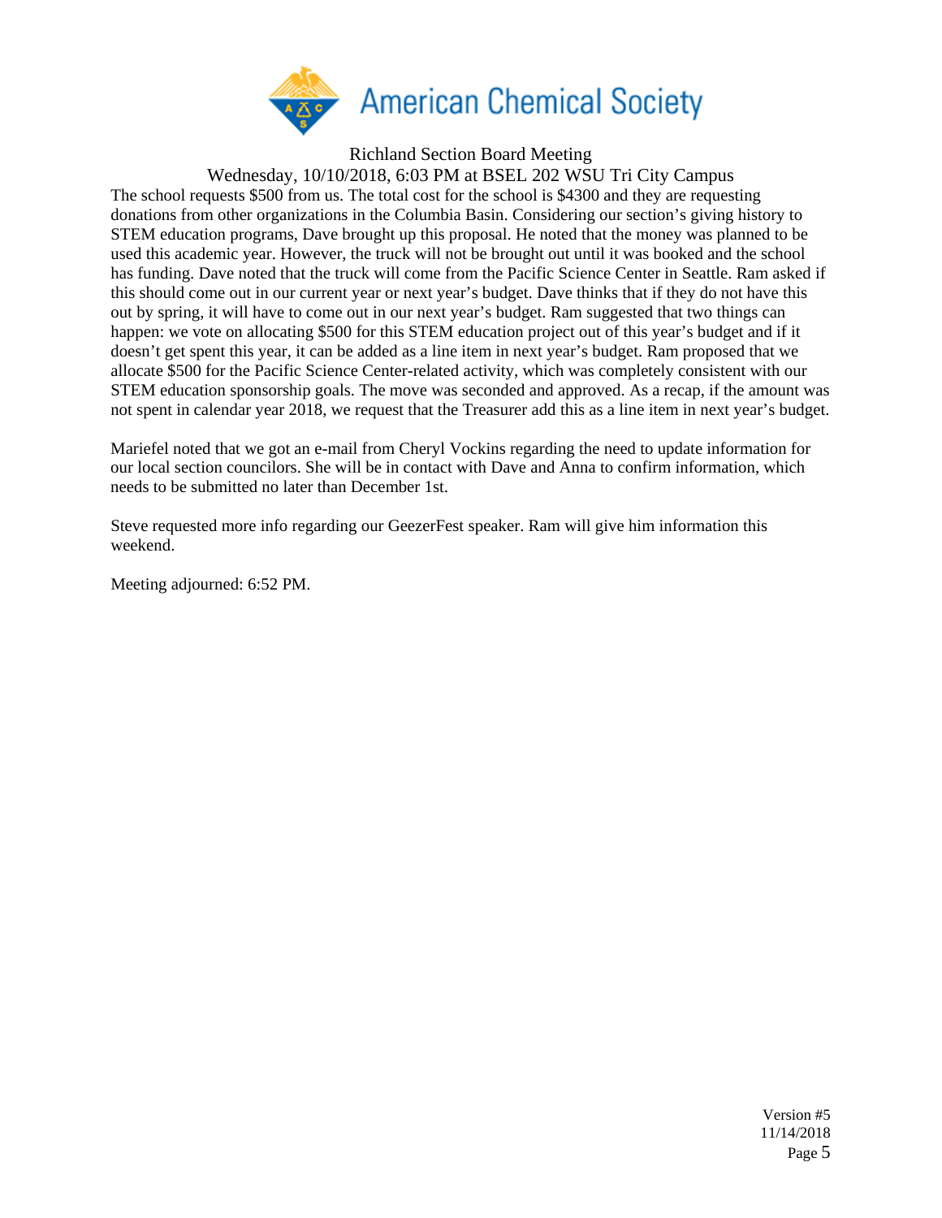Richland Section Board Meeting

Wednesday, 10/10/2018, 6:03 PM at BSEL 202 WSU Tri City Campus

The school requests $500 from us. The total cost for the school is $4300 and they are requesting donations from other organizations in the Columbia Basin. Considering our section's giving history to STEM education programs, Dave brought up this proposal. He noted that the money was planned to be used this academic year. However, the truck will not be brought out until it was booked and the school has funding. Dave noted that the truck will come from the Pacific Science Center in Seattle. Ram asked if this should come out in our current year or next year's budget. Dave thinks that if they do not have this out by spring, it will have to come out in our next year's budget. Ram suggested that two things can happen: we vote on allocating $500 for this STEM education project out of this year's budget and if it doesn't get spent this year, it can be added as a line item in next year's budget. Ram proposed that we allocate $500 for the Pacific Science Center-related activity, which was completely consistent with our STEM education sponsorship goals. The move was seconded and approved. As a recap, if the amount was not spent in calendar year 2018, we request that the Treasurer add this as a line item in next year's budget.

Mariefel noted that we got an e-mail from Cheryl Vockins regarding the need to update information for our local section councilors. She will be in contact with Dave and Anna to confirm information, which needs to be submitted no later than December 1st.

Steve requested more info regarding our GeezerFest speaker. Ram will give him information this weekend.

Meeting adjourned: 6:52 PM.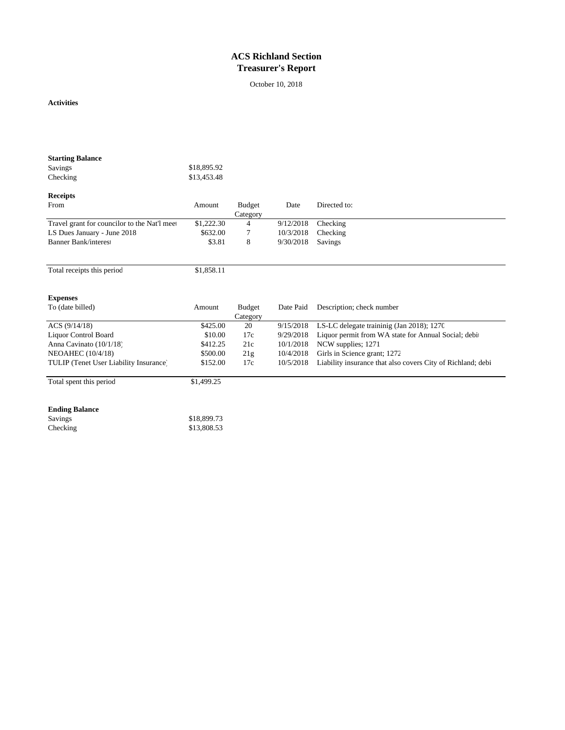# ACS Richland Section
## Treasurer's Report

October 10, 2018

**Activities**

**Starting Balance**

| | |
|---|---|
| Savings | $18,895.92 |
| Checking | $13,453.48 |

**Receipts**

| From | Amount | Budget Category | Date | Directed to: |
|---|---|---|---|---|
| Travel grant for councilor to the Nat'l meet | $1,222.30 | 4 | 9/12/2018 | Checking |
| LS Dues January - June 2018 | $632.00 | 7 | 10/3/2018 | Checking |
| Banner Bank/interest | $3.81 | 8 | 9/30/2018 | Savings |
| | | | | |
| Total receipts this period | $1,858.11 | | | |

**Expenses**

| To (date billed) | Amount | Budget Category | Date Paid | Description; check number |
|---|---|---|---|---|
| ACS (9/14/18) | $425.00 | 20 | 9/15/2018 | LS-LC delegate traininig (Jan 2018); 1270 |
| Liquor Control Board | $10.00 | 17c | 9/29/2018 | Liquor permit from WA state for Annual Social; debit |
| Anna Cavinato (10/1/18) | $412.25 | 21c | 10/1/2018 | NCW supplies; 1271 |
| NEOAHEC (10/4/18) | $500.00 | 21g | 10/4/2018 | Girls in Science grant; 1272 |
| TULIP (Tenet User Liability Insurance) | $152.00 | 17c | 10/5/2018 | Liability insurance that also covers City of Richland; debi |
| | | | | |
| Total spent this period | $1,499.25 | | | |

**Ending Balance**

| | |
|---|---|
| Savings | $18,899.73 |
| Checking | $13,808.53 |